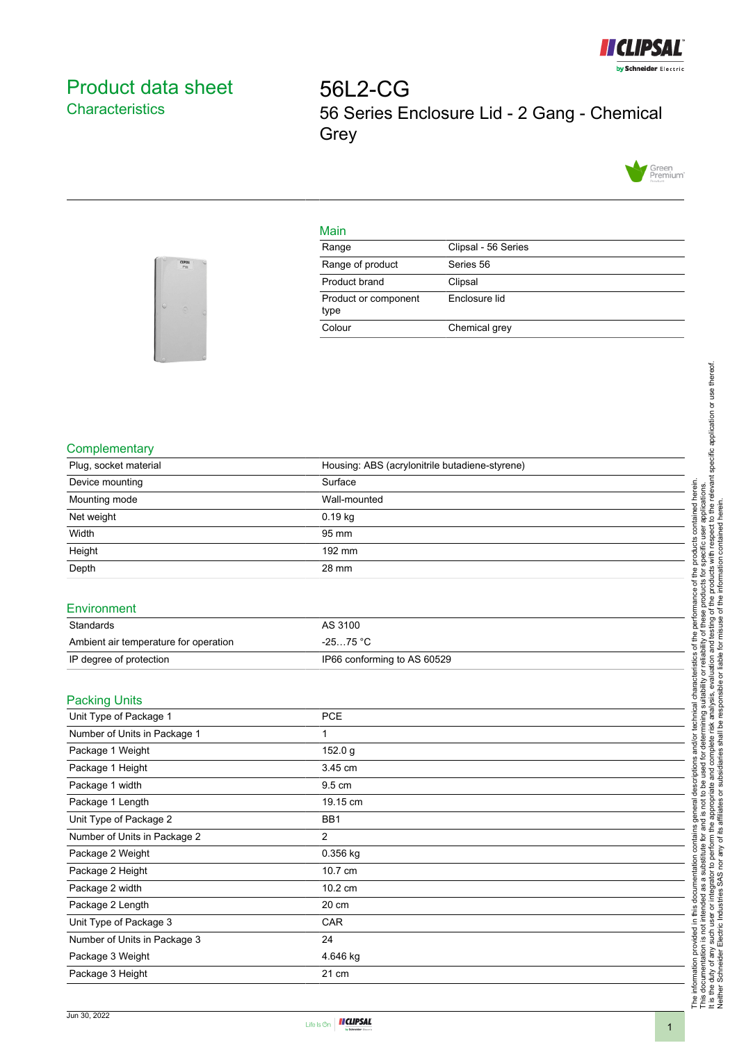# Product data sheet
## Characteristics

# 56L2-CG
56 Series Enclosure Lid - 2 Gang - Chemical Grey

### Main

| | |
|---|---|
| Range | Clipsal - 56 Series |
| Range of product | Series 56 |
| Product brand | Clipsal |
| Product or component type | Enclosure lid |
| Colour | Chemical grey |

### Complementary

| | |
|---|---|
| Plug, socket material | Housing: ABS (acrylonitrile butadiene-styrene) |
| Device mounting | Surface |
| Mounting mode | Wall-mounted |
| Net weight | 0.19 kg |
| Width | 95 mm |
| Height | 192 mm |
| Depth | 28 mm |

### Environment

| | |
|---|---|
| Standards | AS 3100 |
| Ambient air temperature for operation | -25…75 °C |
| IP degree of protection | IP66 conforming to AS 60529 |

### Packing Units

| | |
|---|---|
| Unit Type of Package 1 | PCE |
| Number of Units in Package 1 | 1 |
| Package 1 Weight | 152.0 g |
| Package 1 Height | 3.45 cm |
| Package 1 width | 9.5 cm |
| Package 1 Length | 19.15 cm |
| Unit Type of Package 2 | BB1 |
| Number of Units in Package 2 | 2 |
| Package 2 Weight | 0.356 kg |
| Package 2 Height | 10.7 cm |
| Package 2 width | 10.2 cm |
| Package 2 Length | 20 cm |
| Unit Type of Package 3 | CAR |
| Number of Units in Package 3 | 24 |
| Package 3 Weight | 4.646 kg |
| Package 3 Height | 21 cm |

The information provided in this documentation contains general descriptions and/or technical characteristics of the performance of the products contained herein. This documentation is not intended as a substitute for and is not to be used for determining suitability or reliability of these products for specific user applications. It is the duty of any such user or integrator to perform the appropriate and complete risk analysis, evaluation and testing of the products with respect to the relevant specific application or use thereof. Neither Schneider Electric Industries SAS nor any of its affiliates or subsidiaries shall be responsible or liable for misuse of the information contained herein.

Jun 30, 2022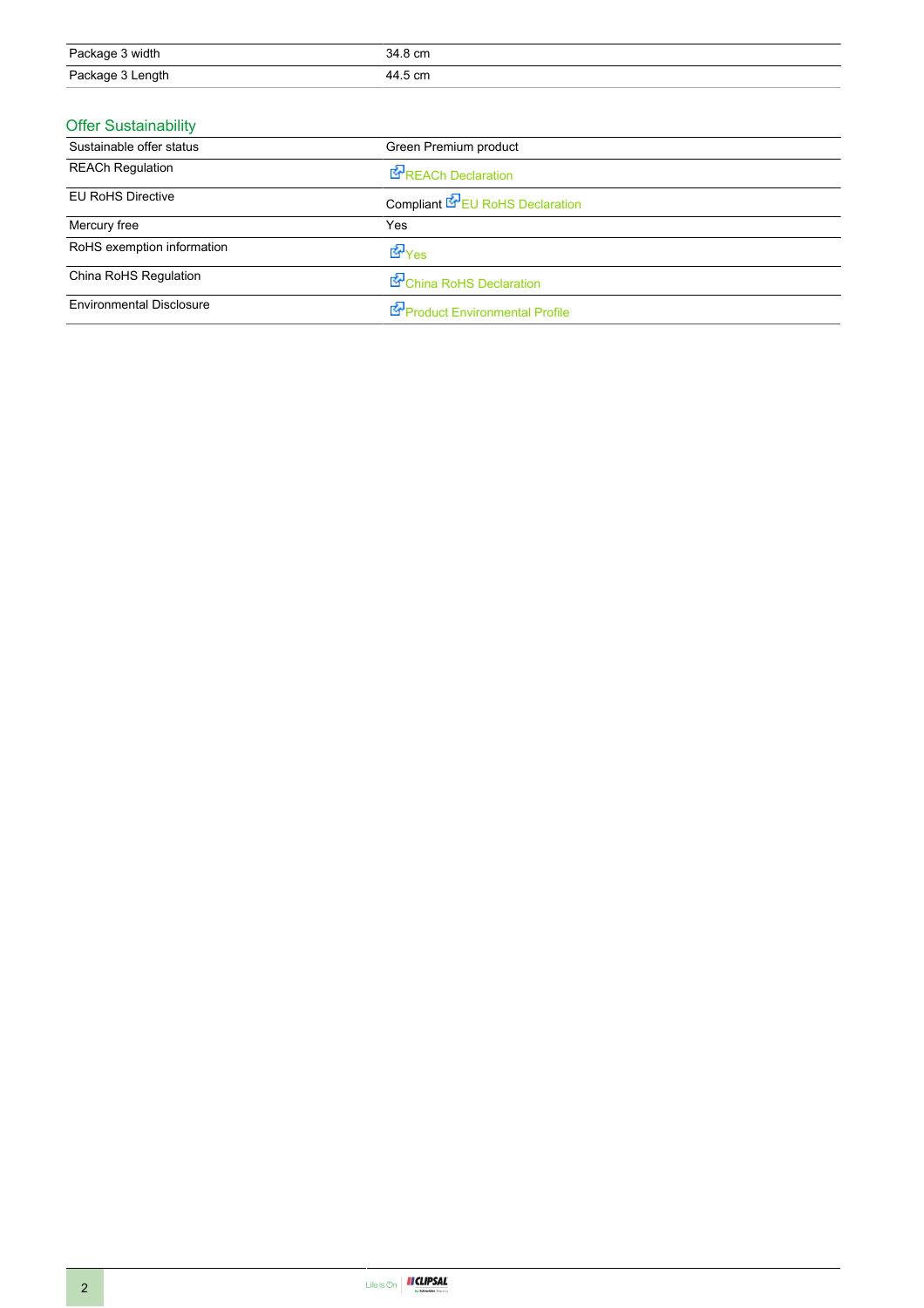| | |
|---|---|
| Package 3 width | 34.8 cm |
| Package 3 Length | 44.5 cm |

## Offer Sustainability

| | |
|---|---|
| Sustainable offer status | Green Premium product |
| REACh Regulation | REACh Declaration |
| EU RoHS Directive | Compliant EU RoHS Declaration |
| Mercury free | Yes |
| RoHS exemption information | Yes |
| China RoHS Regulation | China RoHS Declaration |
| Environmental Disclosure | Product Environmental Profile |